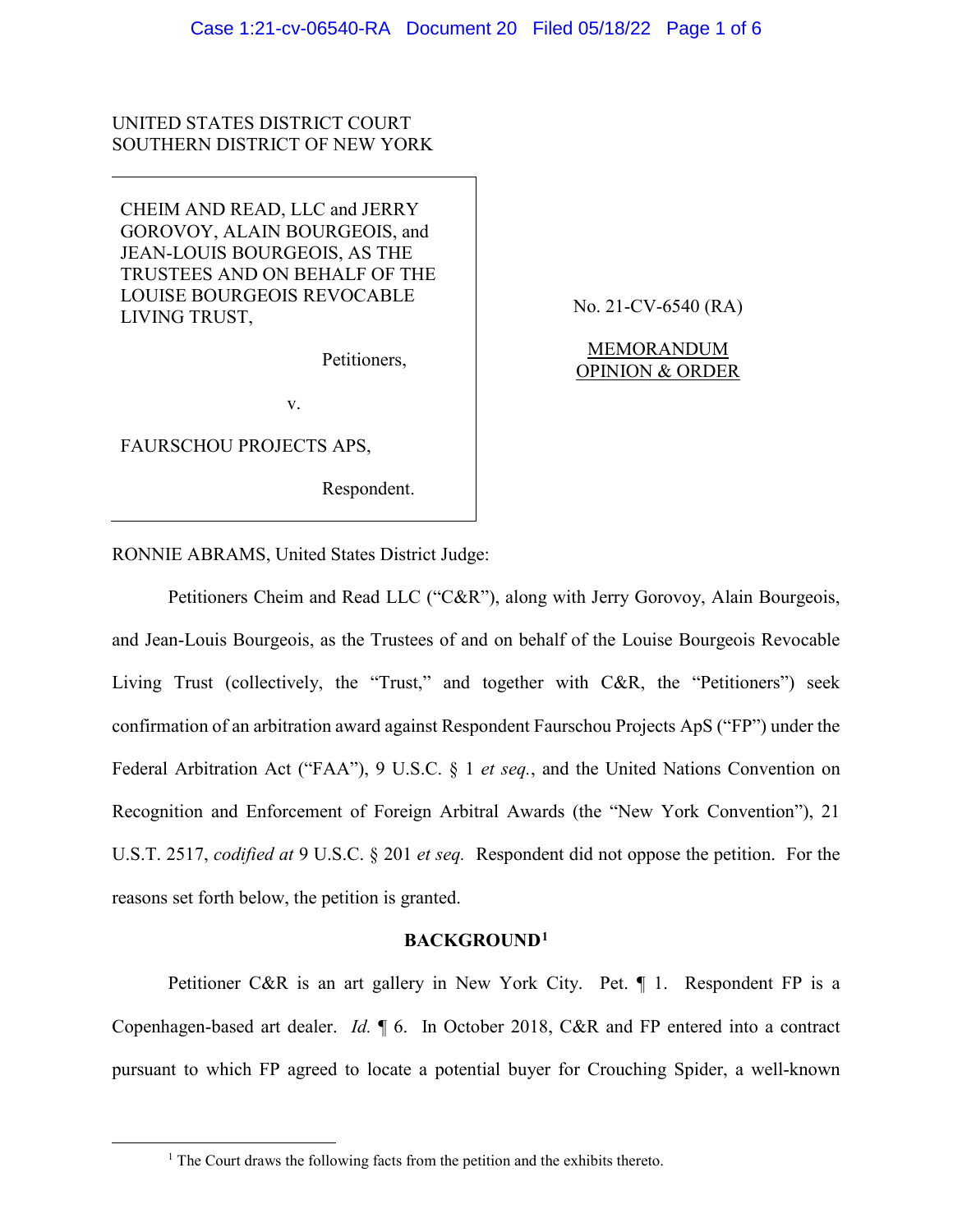UNITED STATES DISTRICT COURT
SOUTHERN DISTRICT OF NEW YORK

CHEIM AND READ, LLC and JERRY GOROVOY, ALAIN BOURGEOIS, and JEAN-LOUIS BOURGEOIS, AS THE TRUSTEES AND ON BEHALF OF THE LOUISE BOURGEOIS REVOCABLE LIVING TRUST,

Petitioners,

v.

FAURSCHOU PROJECTS APS,

Respondent.

No. 21-CV-6540 (RA)

MEMORANDUM OPINION & ORDER

RONNIE ABRAMS, United States District Judge:

Petitioners Cheim and Read LLC ("C&R"), along with Jerry Gorovoy, Alain Bourgeois, and Jean-Louis Bourgeois, as the Trustees of and on behalf of the Louise Bourgeois Revocable Living Trust (collectively, the "Trust," and together with C&R, the "Petitioners") seek confirmation of an arbitration award against Respondent Faurschou Projects ApS ("FP") under the Federal Arbitration Act ("FAA"), 9 U.S.C. § 1 *et seq.*, and the United Nations Convention on Recognition and Enforcement of Foreign Arbitral Awards (the "New York Convention"), 21 U.S.T. 2517, *codified at* 9 U.S.C. § 201 *et seq.* Respondent did not oppose the petition. For the reasons set forth below, the petition is granted.

## BACKGROUND[1]

Petitioner C&R is an art gallery in New York City. Pet. ¶ 1. Respondent FP is a Copenhagen-based art dealer. *Id.* ¶ 6. In October 2018, C&R and FP entered into a contract pursuant to which FP agreed to locate a potential buyer for Crouching Spider, a well-known

[1] The Court draws the following facts from the petition and the exhibits thereto.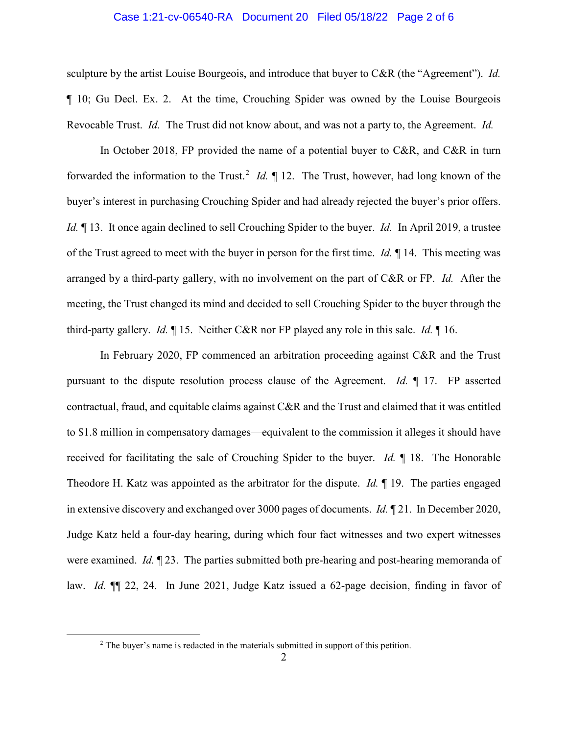sculpture by the artist Louise Bourgeois, and introduce that buyer to C&R (the "Agreement"). *Id.* ¶ 10; Gu Decl. Ex. 2. At the time, Crouching Spider was owned by the Louise Bourgeois Revocable Trust. *Id.* The Trust did not know about, and was not a party to, the Agreement. *Id.*

In October 2018, FP provided the name of a potential buyer to C&R, and C&R in turn forwarded the information to the Trust.[2] *Id.* ¶ 12. The Trust, however, had long known of the buyer's interest in purchasing Crouching Spider and had already rejected the buyer's prior offers. *Id.* ¶ 13. It once again declined to sell Crouching Spider to the buyer. *Id.* In April 2019, a trustee of the Trust agreed to meet with the buyer in person for the first time. *Id.* ¶ 14. This meeting was arranged by a third-party gallery, with no involvement on the part of C&R or FP. *Id.* After the meeting, the Trust changed its mind and decided to sell Crouching Spider to the buyer through the third-party gallery. *Id.* ¶ 15. Neither C&R nor FP played any role in this sale. *Id.* ¶ 16.

In February 2020, FP commenced an arbitration proceeding against C&R and the Trust pursuant to the dispute resolution process clause of the Agreement. *Id.* ¶ 17. FP asserted contractual, fraud, and equitable claims against C&R and the Trust and claimed that it was entitled to $1.8 million in compensatory damages—equivalent to the commission it alleges it should have received for facilitating the sale of Crouching Spider to the buyer. *Id.* ¶ 18. The Honorable Theodore H. Katz was appointed as the arbitrator for the dispute. *Id.* ¶ 19. The parties engaged in extensive discovery and exchanged over 3000 pages of documents. *Id.* ¶ 21. In December 2020, Judge Katz held a four-day hearing, during which four fact witnesses and two expert witnesses were examined. *Id.* ¶ 23. The parties submitted both pre-hearing and post-hearing memoranda of law. *Id.* ¶¶ 22, 24. In June 2021, Judge Katz issued a 62-page decision, finding in favor of

[2] The buyer's name is redacted in the materials submitted in support of this petition.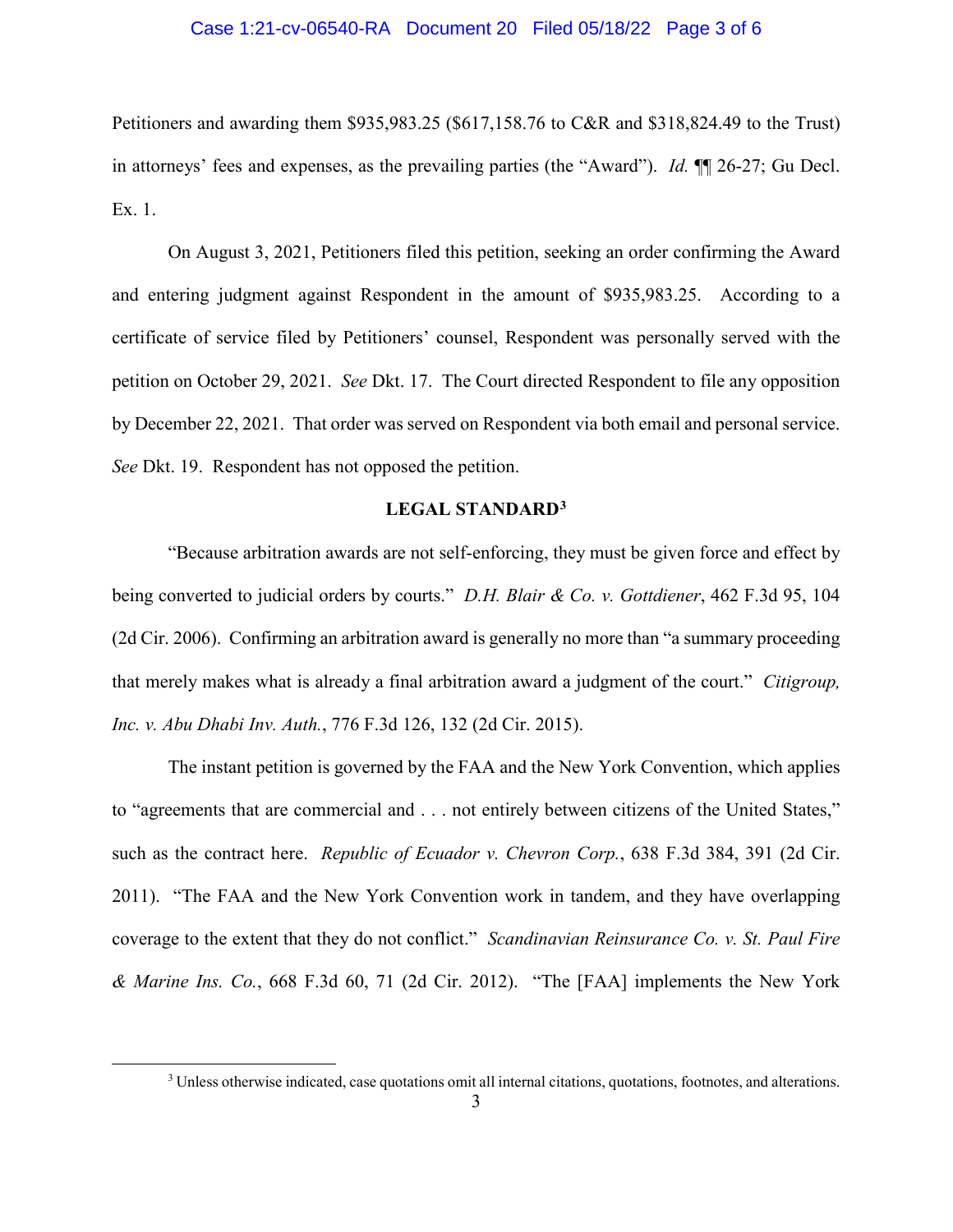Petitioners and awarding them $935,983.25 ($617,158.76 to C&R and $318,824.49 to the Trust) in attorneys' fees and expenses, as the prevailing parties (the "Award"). *Id.* ¶¶ 26-27; Gu Decl. Ex. 1.

On August 3, 2021, Petitioners filed this petition, seeking an order confirming the Award and entering judgment against Respondent in the amount of $935,983.25. According to a certificate of service filed by Petitioners' counsel, Respondent was personally served with the petition on October 29, 2021. *See* Dkt. 17. The Court directed Respondent to file any opposition by December 22, 2021. That order was served on Respondent via both email and personal service. *See* Dkt. 19. Respondent has not opposed the petition.

## LEGAL STANDARD[3]

"Because arbitration awards are not self-enforcing, they must be given force and effect by being converted to judicial orders by courts." *D.H. Blair & Co. v. Gottdiener*, 462 F.3d 95, 104 (2d Cir. 2006). Confirming an arbitration award is generally no more than "a summary proceeding that merely makes what is already a final arbitration award a judgment of the court." *Citigroup, Inc. v. Abu Dhabi Inv. Auth.*, 776 F.3d 126, 132 (2d Cir. 2015).

The instant petition is governed by the FAA and the New York Convention, which applies to "agreements that are commercial and . . . not entirely between citizens of the United States," such as the contract here. *Republic of Ecuador v. Chevron Corp.*, 638 F.3d 384, 391 (2d Cir. 2011). "The FAA and the New York Convention work in tandem, and they have overlapping coverage to the extent that they do not conflict." *Scandinavian Reinsurance Co. v. St. Paul Fire & Marine Ins. Co.*, 668 F.3d 60, 71 (2d Cir. 2012). "The [FAA] implements the New York

[3] Unless otherwise indicated, case quotations omit all internal citations, quotations, footnotes, and alterations.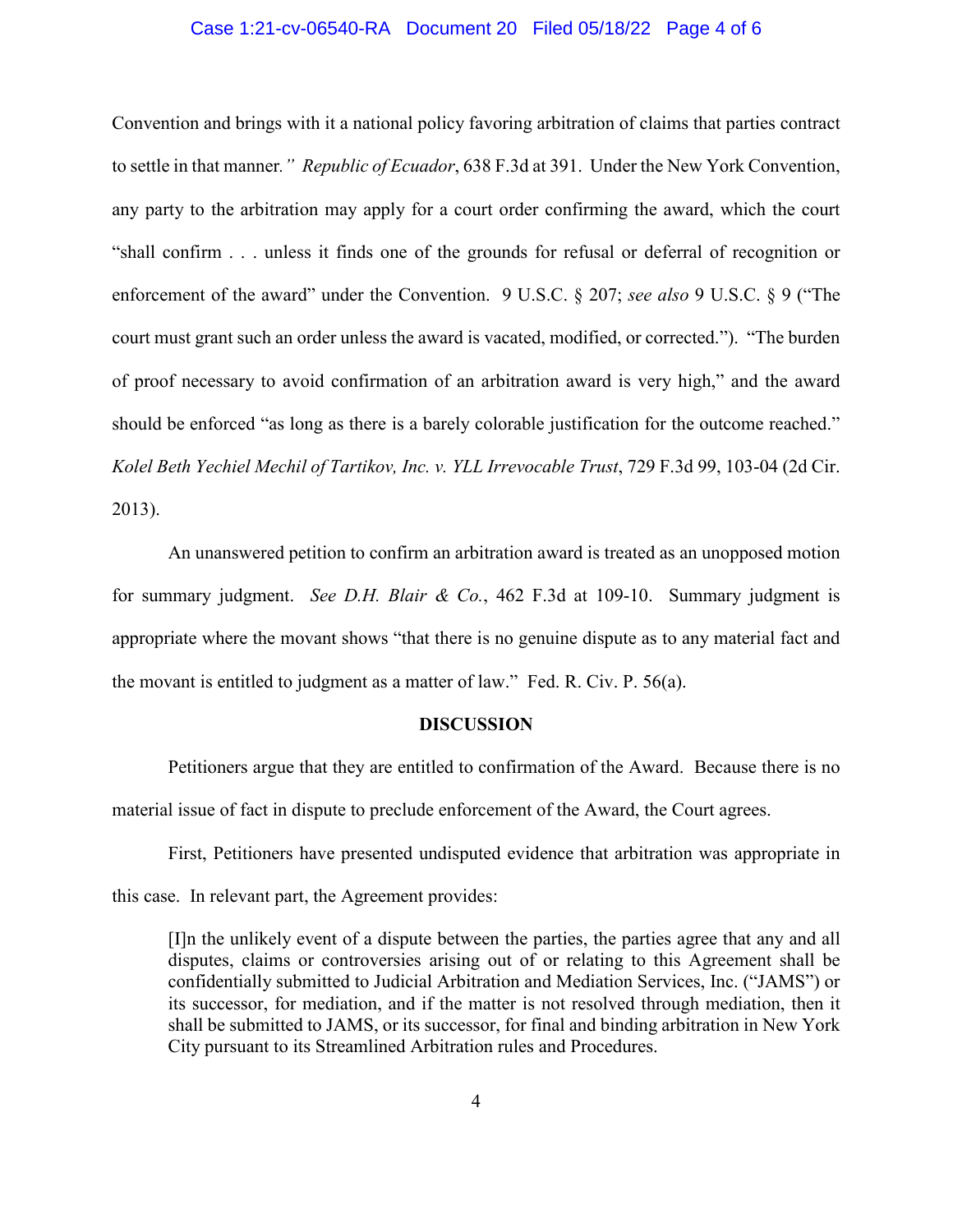Convention and brings with it a national policy favoring arbitration of claims that parties contract to settle in that manner." *Republic of Ecuador*, 638 F.3d at 391. Under the New York Convention, any party to the arbitration may apply for a court order confirming the award, which the court "shall confirm . . . unless it finds one of the grounds for refusal or deferral of recognition or enforcement of the award" under the Convention. 9 U.S.C. § 207; *see also* 9 U.S.C. § 9 ("The court must grant such an order unless the award is vacated, modified, or corrected."). "The burden of proof necessary to avoid confirmation of an arbitration award is very high," and the award should be enforced "as long as there is a barely colorable justification for the outcome reached." *Kolel Beth Yechiel Mechil of Tartikov, Inc. v. YLL Irrevocable Trust*, 729 F.3d 99, 103-04 (2d Cir. 2013).

An unanswered petition to confirm an arbitration award is treated as an unopposed motion for summary judgment. *See D.H. Blair & Co.*, 462 F.3d at 109-10. Summary judgment is appropriate where the movant shows "that there is no genuine dispute as to any material fact and the movant is entitled to judgment as a matter of law." Fed. R. Civ. P. 56(a).

## DISCUSSION

Petitioners argue that they are entitled to confirmation of the Award. Because there is no material issue of fact in dispute to preclude enforcement of the Award, the Court agrees.

First, Petitioners have presented undisputed evidence that arbitration was appropriate in this case. In relevant part, the Agreement provides:

> [I]n the unlikely event of a dispute between the parties, the parties agree that any and all disputes, claims or controversies arising out of or relating to this Agreement shall be confidentially submitted to Judicial Arbitration and Mediation Services, Inc. ("JAMS") or its successor, for mediation, and if the matter is not resolved through mediation, then it shall be submitted to JAMS, or its successor, for final and binding arbitration in New York City pursuant to its Streamlined Arbitration rules and Procedures.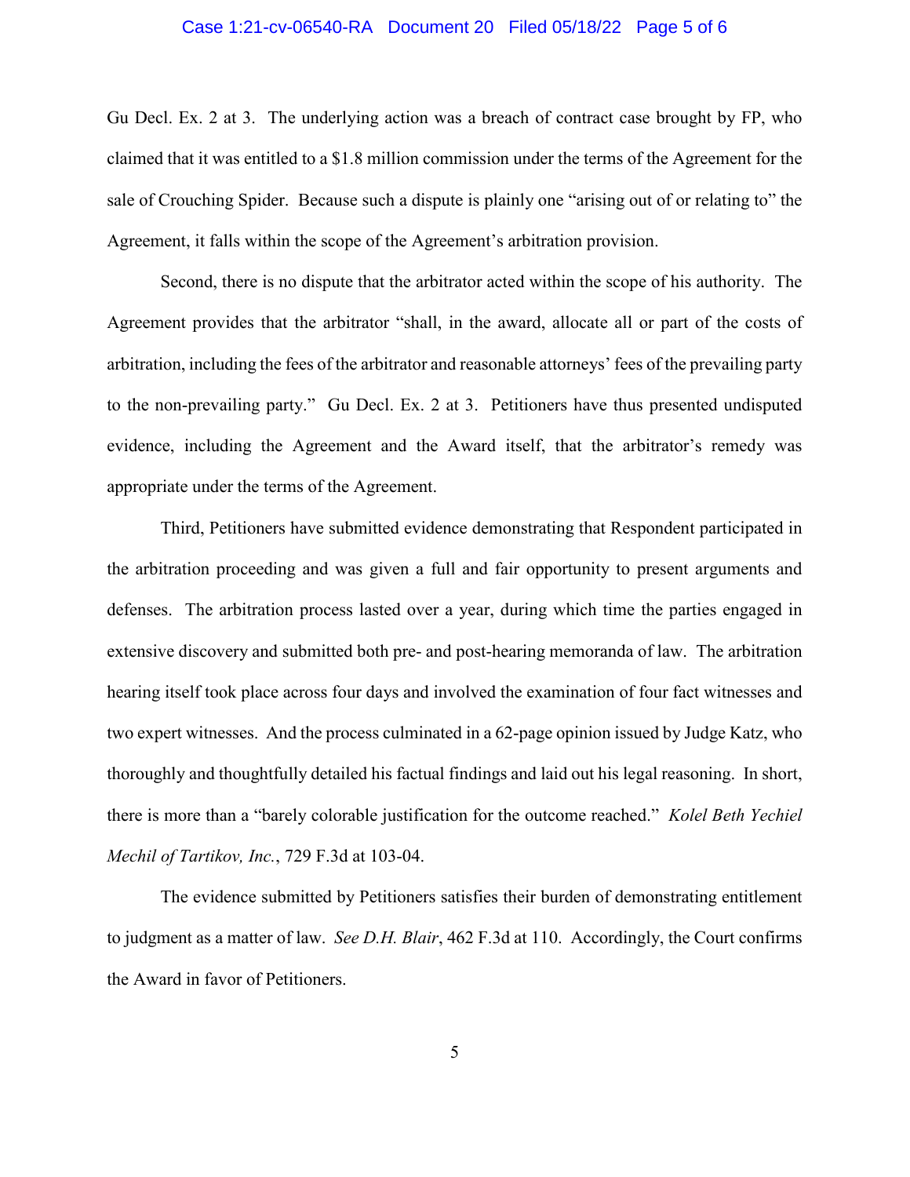Gu Decl. Ex. 2 at 3. The underlying action was a breach of contract case brought by FP, who claimed that it was entitled to a $1.8 million commission under the terms of the Agreement for the sale of Crouching Spider. Because such a dispute is plainly one "arising out of or relating to" the Agreement, it falls within the scope of the Agreement's arbitration provision.

Second, there is no dispute that the arbitrator acted within the scope of his authority. The Agreement provides that the arbitrator "shall, in the award, allocate all or part of the costs of arbitration, including the fees of the arbitrator and reasonable attorneys' fees of the prevailing party to the non-prevailing party." Gu Decl. Ex. 2 at 3. Petitioners have thus presented undisputed evidence, including the Agreement and the Award itself, that the arbitrator's remedy was appropriate under the terms of the Agreement.

Third, Petitioners have submitted evidence demonstrating that Respondent participated in the arbitration proceeding and was given a full and fair opportunity to present arguments and defenses. The arbitration process lasted over a year, during which time the parties engaged in extensive discovery and submitted both pre- and post-hearing memoranda of law. The arbitration hearing itself took place across four days and involved the examination of four fact witnesses and two expert witnesses. And the process culminated in a 62-page opinion issued by Judge Katz, who thoroughly and thoughtfully detailed his factual findings and laid out his legal reasoning. In short, there is more than a "barely colorable justification for the outcome reached." *Kolel Beth Yechiel Mechil of Tartikov, Inc.*, 729 F.3d at 103-04.

The evidence submitted by Petitioners satisfies their burden of demonstrating entitlement to judgment as a matter of law. *See D.H. Blair*, 462 F.3d at 110. Accordingly, the Court confirms the Award in favor of Petitioners.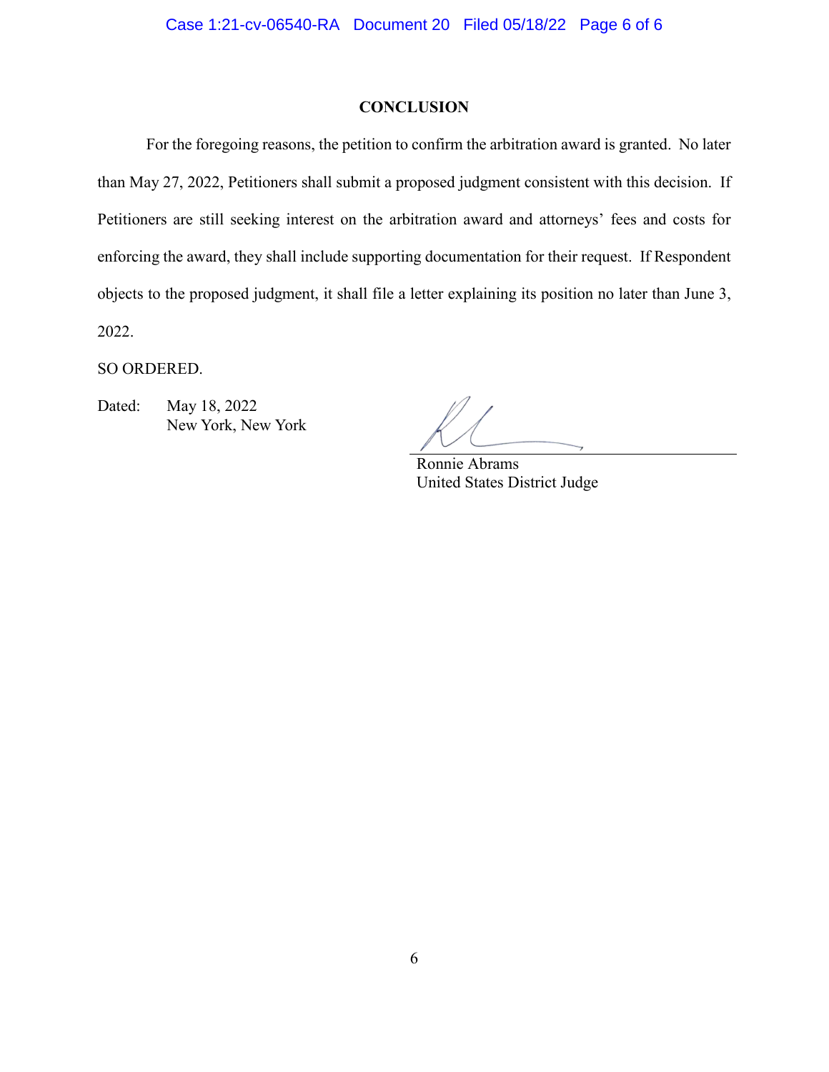## CONCLUSION

For the foregoing reasons, the petition to confirm the arbitration award is granted. No later than May 27, 2022, Petitioners shall submit a proposed judgment consistent with this decision. If Petitioners are still seeking interest on the arbitration award and attorneys' fees and costs for enforcing the award, they shall include supporting documentation for their request. If Respondent objects to the proposed judgment, it shall file a letter explaining its position no later than June 3, 2022.

SO ORDERED.

Dated: May 18, 2022
New York, New York

Ronnie Abrams
United States District Judge